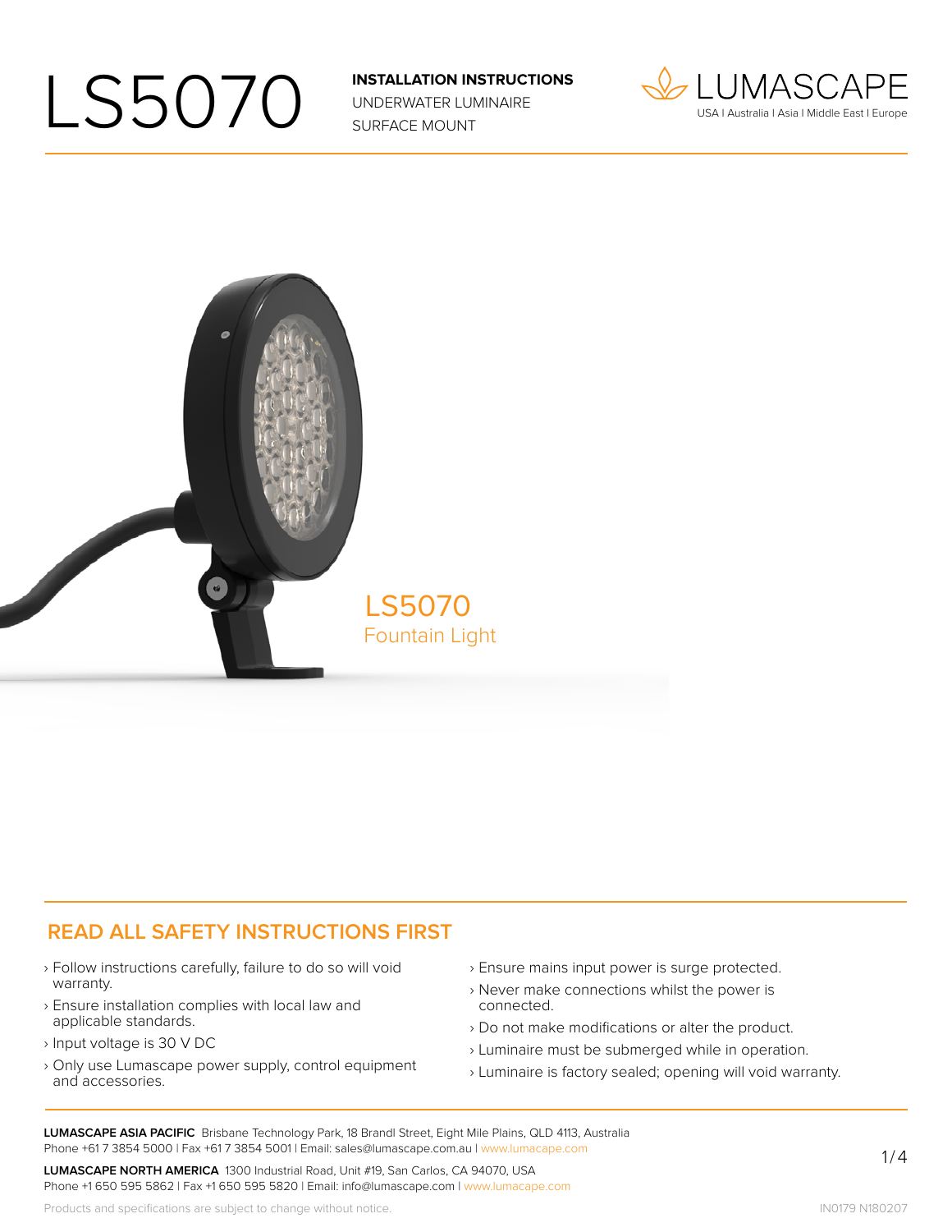# LS5070

**INSTALLATION INSTRUCTIONS**
UNDERWATER LUMINAIRE
SURFACE MOUNT

LUMASCAPE
USA I Australia I Asia I Middle East I Europe

LS5070
Fountain Light

## READ ALL SAFETY INSTRUCTIONS FIRST

- Follow instructions carefully, failure to do so will void warranty.
- Ensure installation complies with local law and applicable standards.
- Input voltage is 30 V DC
- Only use Lumascape power supply, control equipment and accessories.
- Ensure mains input power is surge protected.
- Never make connections whilst the power is connected.
- Do not make modifications or alter the product.
- Luminaire must be submerged while in operation.
- Luminaire is factory sealed; opening will void warranty.

**LUMASCAPE ASIA PACIFIC** Brisbane Technology Park, 18 Brandl Street, Eight Mile Plains, QLD 4113, Australia
Phone +61 7 3854 5000 I Fax +61 7 3854 5001 I Email: sales@lumascape.com.au I www.lumacape.com

**LUMASCAPE NORTH AMERICA** 1300 Industrial Road, Unit #19, San Carlos, CA 94070, USA
Phone +1 650 595 5862 I Fax +1 650 595 5820 I Email: info@lumascape.com I www.lumacape.com

Products and specifications are subject to change without notice.

IN0179 N180207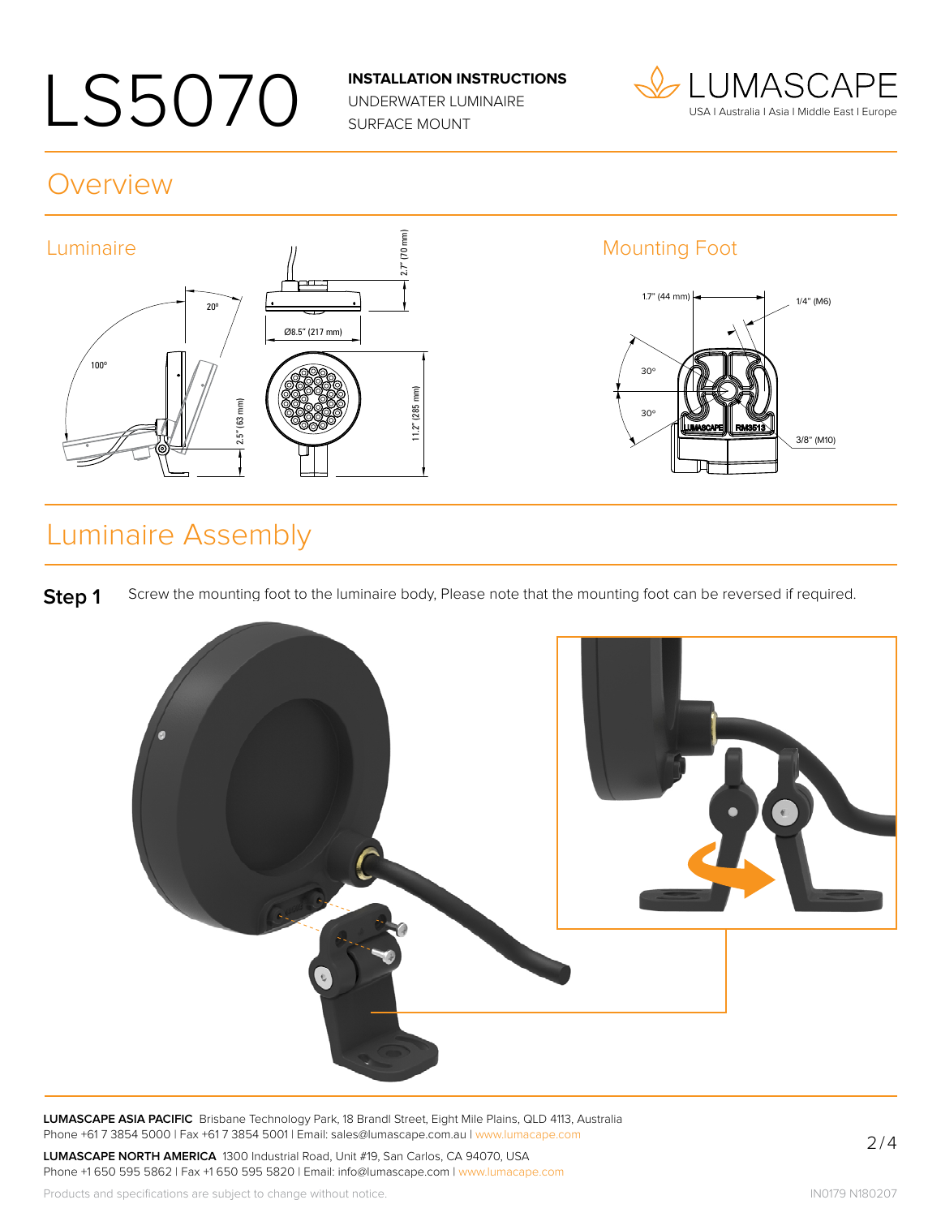# LS5070

**INSTALLATION INSTRUCTIONS**
UNDERWATER LUMINAIRE
SURFACE MOUNT

LUMASCAPE
USA | Australia | Asia | Middle East | Europe

## Overview

### Luminaire

20°

100°

2.7" (70 mm)

Ø8.5" (217 mm)

2.5" (63 mm)

11.2" (285 mm)

### Mounting Foot

1.7" (44 mm)

1/4" (M6)

30°

30°

3/8" (M10)

## Luminaire Assembly

**Step 1** Screw the mounting foot to the luminaire body, Please note that the mounting foot can be reversed if required.

**LUMASCAPE ASIA PACIFIC** Brisbane Technology Park, 18 Brandl Street, Eight Mile Plains, QLD 4113, Australia
Phone +61 7 3854 5000 | Fax +61 7 3854 5001 | Email: sales@lumascape.com.au | www.lumascape.com

**LUMASCAPE NORTH AMERICA** 1300 Industrial Road, Unit #19, San Carlos, CA 94070, USA
Phone +1 650 595 5862 | Fax +1 650 595 5820 | Email: info@lumascape.com | www.lumascape.com

Products and specifications are subject to change without notice.

IN0179 N180207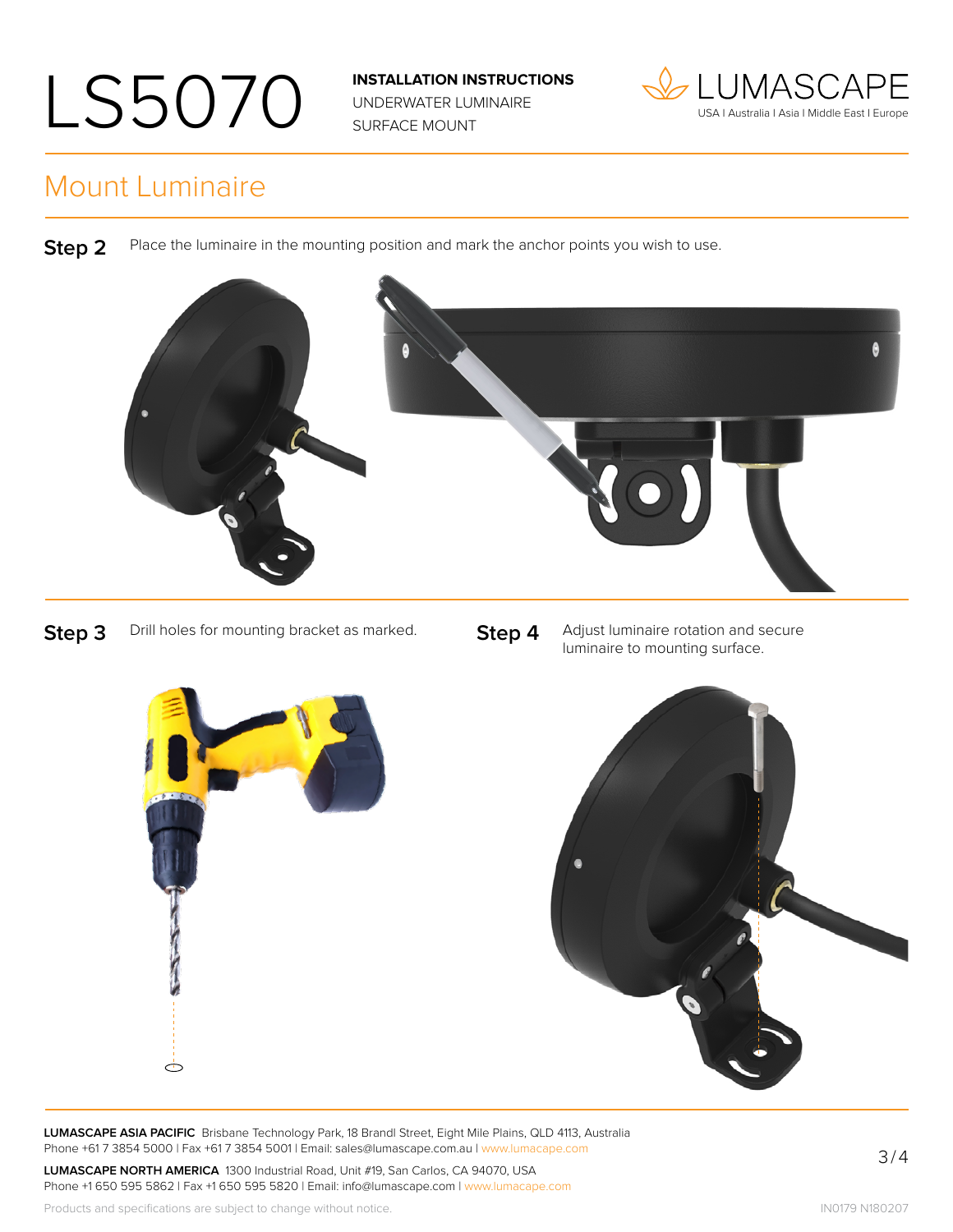# LS5070

**INSTALLATION INSTRUCTIONS**
UNDERWATER LUMINAIRE
SURFACE MOUNT

LUMASCAPE
USA I Australia I Asia I Middle East I Europe

## Mount Luminaire

**Step 2** Place the luminaire in the mounting position and mark the anchor points you wish to use.

**Step 3** Drill holes for mounting bracket as marked.

**Step 4** Adjust luminaire rotation and secure luminaire to mounting surface.

**LUMASCAPE ASIA PACIFIC** Brisbane Technology Park, 18 Brandl Street, Eight Mile Plains, QLD 4113, Australia
Phone +61 7 3854 5000 I Fax +61 7 3854 5001 I Email: sales@lumascape.com.au I www.lumacape.com

**LUMASCAPE NORTH AMERICA** 1300 Industrial Road, Unit #19, San Carlos, CA 94070, USA
Phone +1 650 595 5862 I Fax +1 650 595 5820 I Email: info@lumascape.com I www.lumacape.com

Products and specifications are subject to change without notice.

IN0179 N180207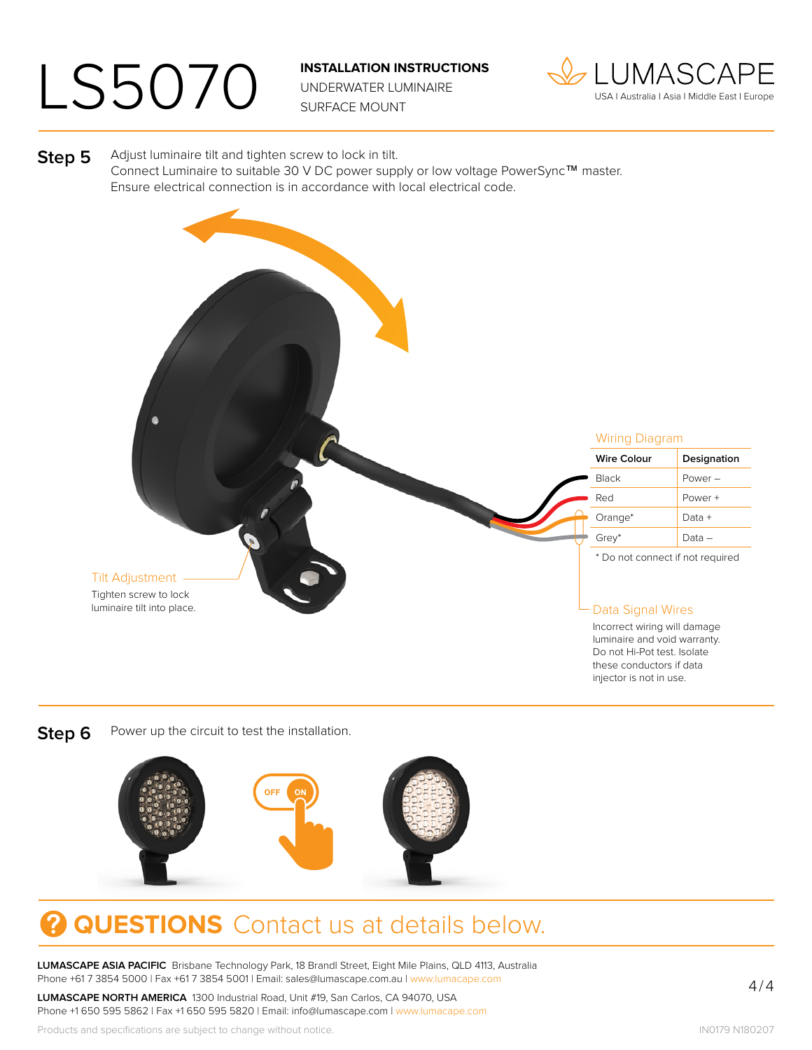# LS5070

**INSTALLATION INSTRUCTIONS**
UNDERWATER LUMINAIRE
SURFACE MOUNT

LUMASCAPE
USA I Australia I Asia I Middle East I Europe

**Step 5** Adjust luminaire tilt and tighten screw to lock in tilt.
Connect Luminaire to suitable 30 V DC power supply or low voltage PowerSync™ master.
Ensure electrical connection is in accordance with local electrical code.

Tilt Adjustment
Tighten screw to lock luminaire tilt into place.

Wiring Diagram

| Wire Colour | Designation |
|---|---|
| Black | Power – |
| Red | Power + |
| Orange* | Data + |
| Grey* | Data – |

* Do not connect if not required

Data Signal Wires
Incorrect wiring will damage luminaire and void warranty. Do not Hi-Pot test. Isolate these conductors if data injector is not in use.

**Step 6** Power up the circuit to test the installation.

OFF ON

## QUESTIONS Contact us at details below.

**LUMASCAPE ASIA PACIFIC** Brisbane Technology Park, 18 Brandl Street, Eight Mile Plains, QLD 4113, Australia
Phone +61 7 3854 5000 I Fax +61 7 3854 5001 I Email: sales@lumascape.com.au I www.lumacape.com

**LUMASCAPE NORTH AMERICA** 1300 Industrial Road, Unit #19, San Carlos, CA 94070, USA
Phone +1 650 595 5862 I Fax +1 650 595 5820 I Email: info@lumascape.com I www.lumacape.com

Products and specifications are subject to change without notice.

IN0179 N180207